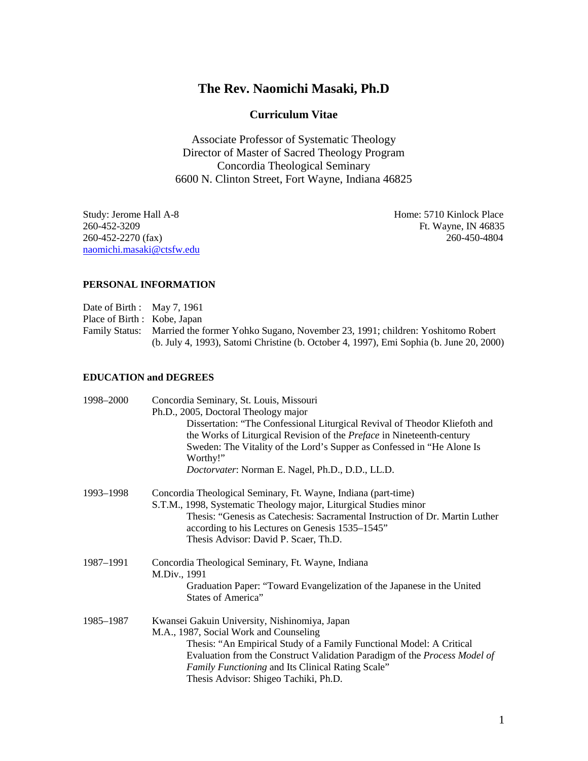# The Rev. Naomichi Masaki, Ph.D

## Curriculum Vitae

Associate Professor of Systematic Theology
Director of Master of Sacred Theology Program
Concordia Theological Seminary
6600 N. Clinton Street, Fort Wayne, Indiana 46825

Study: Jerome Hall A-8
260-452-3209
260-452-2270 (fax)
naomichi.masaki@ctsfw.edu

Home: 5710 Kinlock Place
Ft. Wayne, IN 46835
260-450-4804

### PERSONAL INFORMATION

Date of Birth : May 7, 1961
Place of Birth : Kobe, Japan
Family Status: Married the former Yohko Sugano, November 23, 1991; children: Yoshitomo Robert (b. July 4, 1993), Satomi Christine (b. October 4, 1997), Emi Sophia (b. June 20, 2000)

### EDUCATION and DEGREES

1998–2000 Concordia Seminary, St. Louis, Missouri
Ph.D., 2005, Doctoral Theology major
Dissertation: "The Confessional Liturgical Revival of Theodor Kliefoth and the Works of Liturgical Revision of the *Preface* in Nineteenth-century Sweden: The Vitality of the Lord's Supper as Confessed in "He Alone Is Worthy!"
*Doctorvater*: Norman E. Nagel, Ph.D., D.D., LL.D.

1993–1998 Concordia Theological Seminary, Ft. Wayne, Indiana (part-time)
S.T.M., 1998, Systematic Theology major, Liturgical Studies minor
Thesis: "Genesis as Catechesis: Sacramental Instruction of Dr. Martin Luther according to his Lectures on Genesis 1535–1545"
Thesis Advisor: David P. Scaer, Th.D.

1987–1991 Concordia Theological Seminary, Ft. Wayne, Indiana
M.Div., 1991
Graduation Paper: "Toward Evangelization of the Japanese in the United States of America"

1985–1987 Kwansei Gakuin University, Nishinomiya, Japan
M.A., 1987, Social Work and Counseling
Thesis: "An Empirical Study of a Family Functional Model: A Critical Evaluation from the Construct Validation Paradigm of the *Process Model of Family Functioning* and Its Clinical Rating Scale"
Thesis Advisor: Shigeo Tachiki, Ph.D.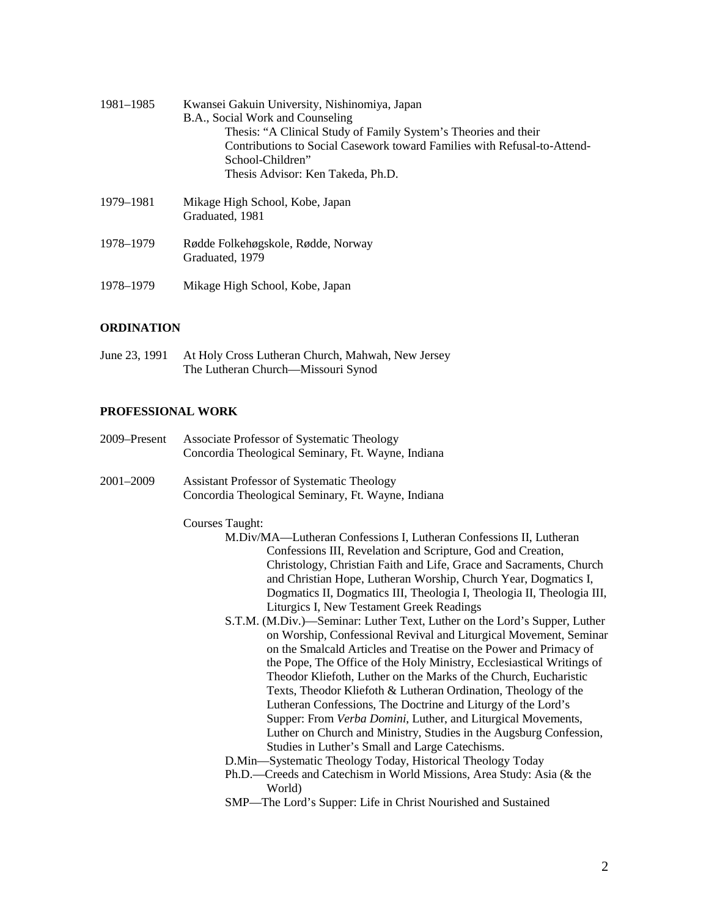1981–1985 Kwansei Gakuin University, Nishinomiya, Japan
B.A., Social Work and Counseling
Thesis: "A Clinical Study of Family System's Theories and their Contributions to Social Casework toward Families with Refusal-to-Attend-School-Children"
Thesis Advisor: Ken Takeda, Ph.D.

1979–1981 Mikage High School, Kobe, Japan
Graduated, 1981

1978–1979 Rødde Folkehøgskole, Rødde, Norway
Graduated, 1979

1978–1979 Mikage High School, Kobe, Japan

**ORDINATION**

June 23, 1991 At Holy Cross Lutheran Church, Mahwah, New Jersey
The Lutheran Church—Missouri Synod

**PROFESSIONAL WORK**

2009–Present Associate Professor of Systematic Theology
Concordia Theological Seminary, Ft. Wayne, Indiana

2001–2009 Assistant Professor of Systematic Theology
Concordia Theological Seminary, Ft. Wayne, Indiana

Courses Taught:

- M.Div/MA—Lutheran Confessions I, Lutheran Confessions II, Lutheran Confessions III, Revelation and Scripture, God and Creation, Christology, Christian Faith and Life, Grace and Sacraments, Church and Christian Hope, Lutheran Worship, Church Year, Dogmatics I, Dogmatics II, Dogmatics III, Theologia I, Theologia II, Theologia III, Liturgics I, New Testament Greek Readings
- S.T.M. (M.Div.)—Seminar: Luther Text, Luther on the Lord's Supper, Luther on Worship, Confessional Revival and Liturgical Movement, Seminar on the Smalcald Articles and Treatise on the Power and Primacy of the Pope, The Office of the Holy Ministry, Ecclesiastical Writings of Theodor Kliefoth, Luther on the Marks of the Church, Eucharistic Texts, Theodor Kliefoth & Lutheran Ordination, Theology of the Lutheran Confessions, The Doctrine and Liturgy of the Lord's Supper: From *Verba Domini*, Luther, and Liturgical Movements, Luther on Church and Ministry, Studies in the Augsburg Confession, Studies in Luther's Small and Large Catechisms.
- D.Min—Systematic Theology Today, Historical Theology Today
- Ph.D.—Creeds and Catechism in World Missions, Area Study: Asia (& the World)
- SMP—The Lord's Supper: Life in Christ Nourished and Sustained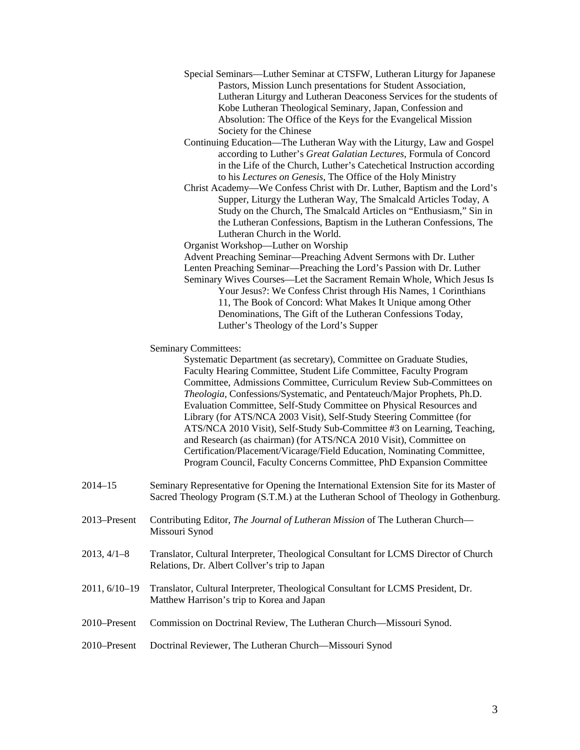Special Seminars—Luther Seminar at CTSFW, Lutheran Liturgy for Japanese Pastors, Mission Lunch presentations for Student Association, Lutheran Liturgy and Lutheran Deaconess Services for the students of Kobe Lutheran Theological Seminary, Japan, Confession and Absolution: The Office of the Keys for the Evangelical Mission Society for the Chinese

Continuing Education—The Lutheran Way with the Liturgy, Law and Gospel according to Luther's *Great Galatian Lectures*, Formula of Concord in the Life of the Church, Luther's Catechetical Instruction according to his *Lectures on Genesis*, The Office of the Holy Ministry

Christ Academy—We Confess Christ with Dr. Luther, Baptism and the Lord's Supper, Liturgy the Lutheran Way, The Smalcald Articles Today, A Study on the Church, The Smalcald Articles on "Enthusiasm," Sin in the Lutheran Confessions, Baptism in the Lutheran Confessions, The Lutheran Church in the World.

Organist Workshop—Luther on Worship

Advent Preaching Seminar—Preaching Advent Sermons with Dr. Luther

Lenten Preaching Seminar—Preaching the Lord's Passion with Dr. Luther

Seminary Wives Courses—Let the Sacrament Remain Whole, Which Jesus Is Your Jesus?: We Confess Christ through His Names, 1 Corinthians 11, The Book of Concord: What Makes It Unique among Other Denominations, The Gift of the Lutheran Confessions Today, Luther's Theology of the Lord's Supper

Seminary Committees:

Systematic Department (as secretary), Committee on Graduate Studies, Faculty Hearing Committee, Student Life Committee, Faculty Program Committee, Admissions Committee, Curriculum Review Sub-Committees on *Theologia*, Confessions/Systematic, and Pentateuch/Major Prophets, Ph.D. Evaluation Committee, Self-Study Committee on Physical Resources and Library (for ATS/NCA 2003 Visit), Self-Study Steering Committee (for ATS/NCA 2010 Visit), Self-Study Sub-Committee #3 on Learning, Teaching, and Research (as chairman) (for ATS/NCA 2010 Visit), Committee on Certification/Placement/Vicarage/Field Education, Nominating Committee, Program Council, Faculty Concerns Committee, PhD Expansion Committee

2014–15 Seminary Representative for Opening the International Extension Site for its Master of Sacred Theology Program (S.T.M.) at the Lutheran School of Theology in Gothenburg.

2013–Present Contributing Editor, *The Journal of Lutheran Mission* of The Lutheran Church—Missouri Synod

2013, 4/1–8 Translator, Cultural Interpreter, Theological Consultant for LCMS Director of Church Relations, Dr. Albert Collver's trip to Japan

2011, 6/10–19 Translator, Cultural Interpreter, Theological Consultant for LCMS President, Dr. Matthew Harrison's trip to Korea and Japan

2010–Present Commission on Doctrinal Review, The Lutheran Church—Missouri Synod.

2010–Present Doctrinal Reviewer, The Lutheran Church—Missouri Synod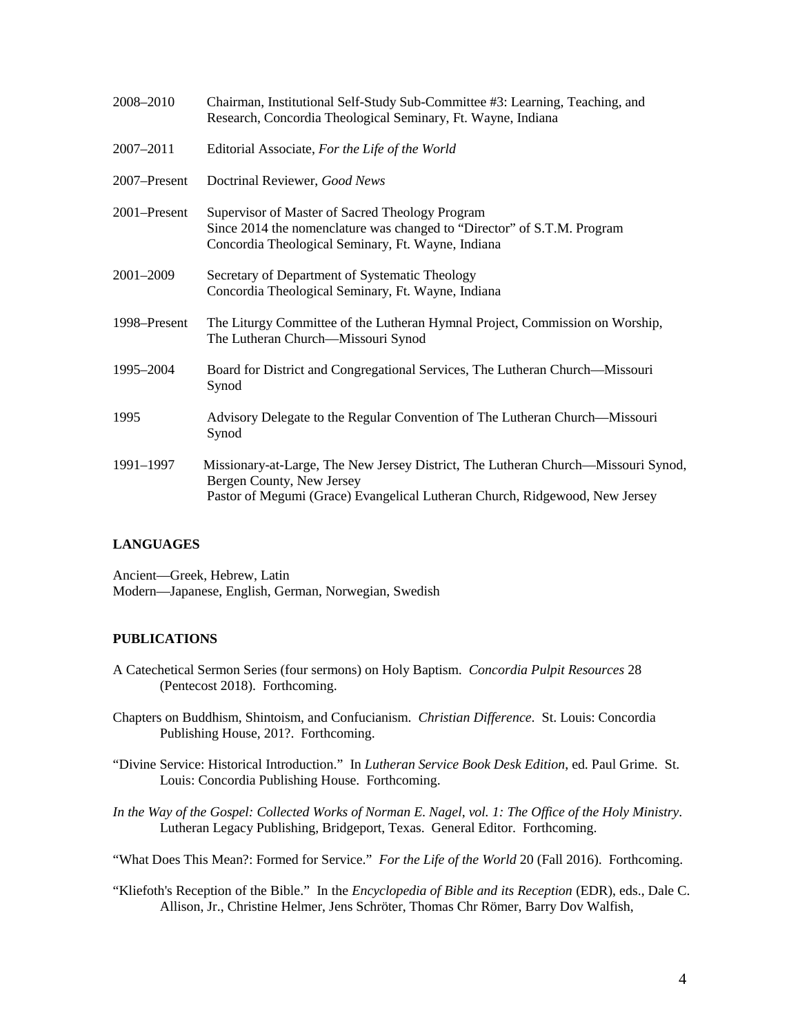2008–2010 Chairman, Institutional Self-Study Sub-Committee #3: Learning, Teaching, and Research, Concordia Theological Seminary, Ft. Wayne, Indiana

2007–2011 Editorial Associate, *For the Life of the World*

2007–Present Doctrinal Reviewer, *Good News*

2001–Present Supervisor of Master of Sacred Theology Program
Since 2014 the nomenclature was changed to "Director" of S.T.M. Program
Concordia Theological Seminary, Ft. Wayne, Indiana

2001–2009 Secretary of Department of Systematic Theology
Concordia Theological Seminary, Ft. Wayne, Indiana

1998–Present The Liturgy Committee of the Lutheran Hymnal Project, Commission on Worship, The Lutheran Church—Missouri Synod

1995–2004 Board for District and Congregational Services, The Lutheran Church—Missouri Synod

1995 Advisory Delegate to the Regular Convention of The Lutheran Church—Missouri Synod

1991–1997 Missionary-at-Large, The New Jersey District, The Lutheran Church—Missouri Synod, Bergen County, New Jersey
Pastor of Megumi (Grace) Evangelical Lutheran Church, Ridgewood, New Jersey

## LANGUAGES

Ancient—Greek, Hebrew, Latin
Modern—Japanese, English, German, Norwegian, Swedish

## PUBLICATIONS

A Catechetical Sermon Series (four sermons) on Holy Baptism. *Concordia Pulpit Resources* 28 (Pentecost 2018). Forthcoming.

Chapters on Buddhism, Shintoism, and Confucianism. *Christian Difference*. St. Louis: Concordia Publishing House, 201?. Forthcoming.

"Divine Service: Historical Introduction." In *Lutheran Service Book Desk Edition*, ed. Paul Grime. St. Louis: Concordia Publishing House. Forthcoming.

*In the Way of the Gospel: Collected Works of Norman E. Nagel, vol. 1: The Office of the Holy Ministry*. Lutheran Legacy Publishing, Bridgeport, Texas. General Editor. Forthcoming.

"What Does This Mean?: Formed for Service." *For the Life of the World* 20 (Fall 2016). Forthcoming.

"Kliefoth's Reception of the Bible." In the *Encyclopedia of Bible and its Reception* (EDR), eds., Dale C. Allison, Jr., Christine Helmer, Jens Schröter, Thomas Chr Römer, Barry Dov Walfish,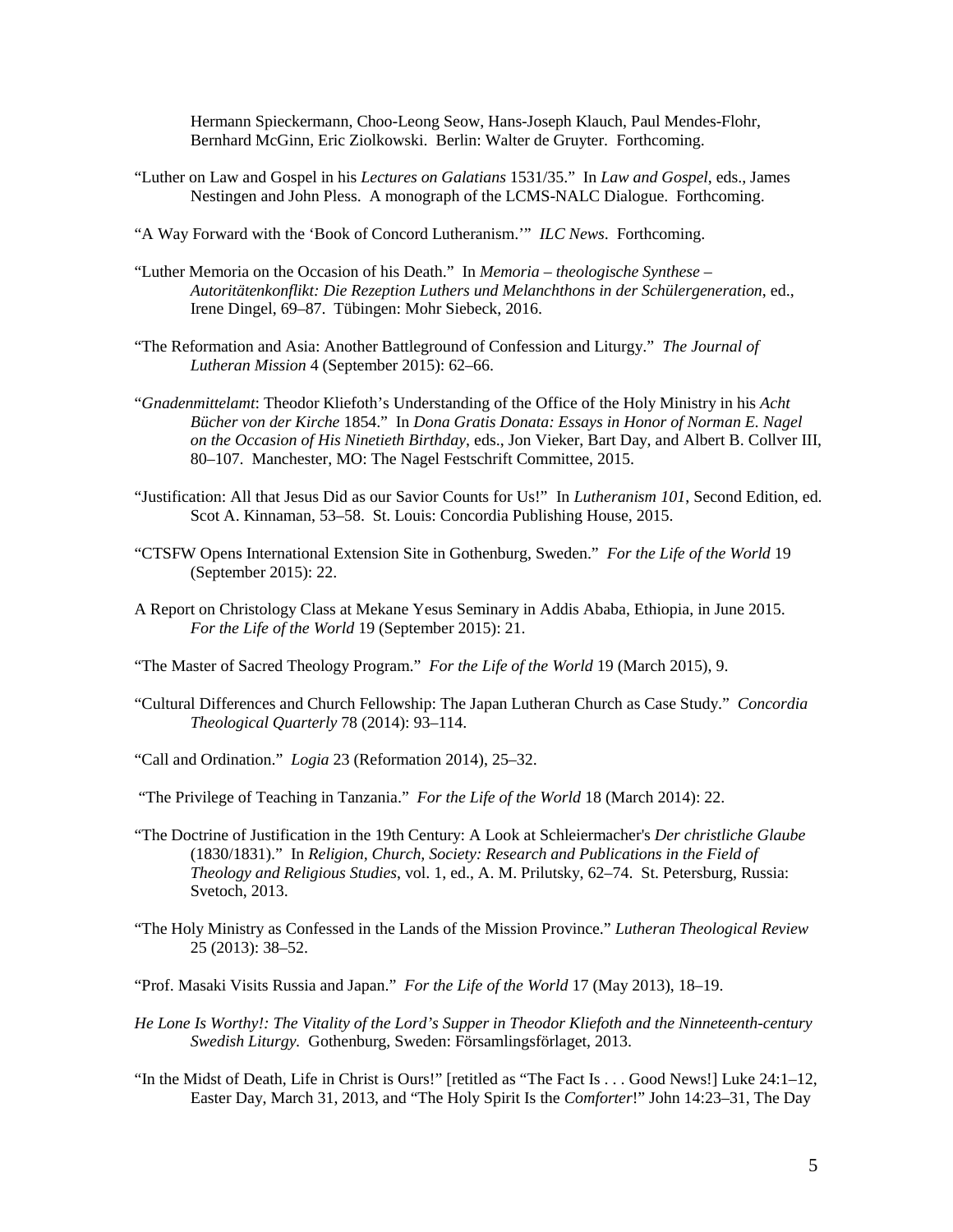Hermann Spieckermann, Choo-Leong Seow, Hans-Joseph Klauch, Paul Mendes-Flohr, Bernhard McGinn, Eric Ziolkowski. Berlin: Walter de Gruyter. Forthcoming.

"Luther on Law and Gospel in his *Lectures on Galatians* 1531/35." In *Law and Gospel*, eds., James Nestingen and John Pless. A monograph of the LCMS-NALC Dialogue. Forthcoming.

"A Way Forward with the 'Book of Concord Lutheranism.'" *ILC News*. Forthcoming.

"Luther Memoria on the Occasion of his Death." In *Memoria – theologische Synthese – Autoritätenkonflikt: Die Rezeption Luthers und Melanchthons in der Schülergeneration*, ed., Irene Dingel, 69–87. Tübingen: Mohr Siebeck, 2016.

"The Reformation and Asia: Another Battleground of Confession and Liturgy." *The Journal of Lutheran Mission* 4 (September 2015): 62–66.

"*Gnadenmittelamt*: Theodor Kliefoth's Understanding of the Office of the Holy Ministry in his *Acht Bücher von der Kirche* 1854." In *Dona Gratis Donata: Essays in Honor of Norman E. Nagel on the Occasion of His Ninetieth Birthday*, eds., Jon Vieker, Bart Day, and Albert B. Collver III, 80–107. Manchester, MO: The Nagel Festschrift Committee, 2015.

"Justification: All that Jesus Did as our Savior Counts for Us!" In *Lutheranism 101*, Second Edition, ed. Scot A. Kinnaman, 53–58. St. Louis: Concordia Publishing House, 2015.

"CTSFW Opens International Extension Site in Gothenburg, Sweden." *For the Life of the World* 19 (September 2015): 22.

A Report on Christology Class at Mekane Yesus Seminary in Addis Ababa, Ethiopia, in June 2015. *For the Life of the World* 19 (September 2015): 21.

"The Master of Sacred Theology Program." *For the Life of the World* 19 (March 2015), 9.

"Cultural Differences and Church Fellowship: The Japan Lutheran Church as Case Study." *Concordia Theological Quarterly* 78 (2014): 93–114.

"Call and Ordination." *Logia* 23 (Reformation 2014), 25–32.

"The Privilege of Teaching in Tanzania." *For the Life of the World* 18 (March 2014): 22.

"The Doctrine of Justification in the 19th Century: A Look at Schleiermacher's *Der christliche Glaube* (1830/1831)." In *Religion, Church, Society: Research and Publications in the Field of Theology and Religious Studies*, vol. 1, ed., A. M. Prilutsky, 62–74. St. Petersburg, Russia: Svetoch, 2013.

"The Holy Ministry as Confessed in the Lands of the Mission Province." *Lutheran Theological Review* 25 (2013): 38–52.

"Prof. Masaki Visits Russia and Japan." *For the Life of the World* 17 (May 2013), 18–19.

*He Lone Is Worthy!: The Vitality of the Lord's Supper in Theodor Kliefoth and the Ninneteenth-century Swedish Liturgy.* Gothenburg, Sweden: Församlingsförlaget, 2013.

"In the Midst of Death, Life in Christ is Ours!" [retitled as "The Fact Is . . . Good News!] Luke 24:1–12, Easter Day, March 31, 2013, and "The Holy Spirit Is the *Comforter*!" John 14:23–31, The Day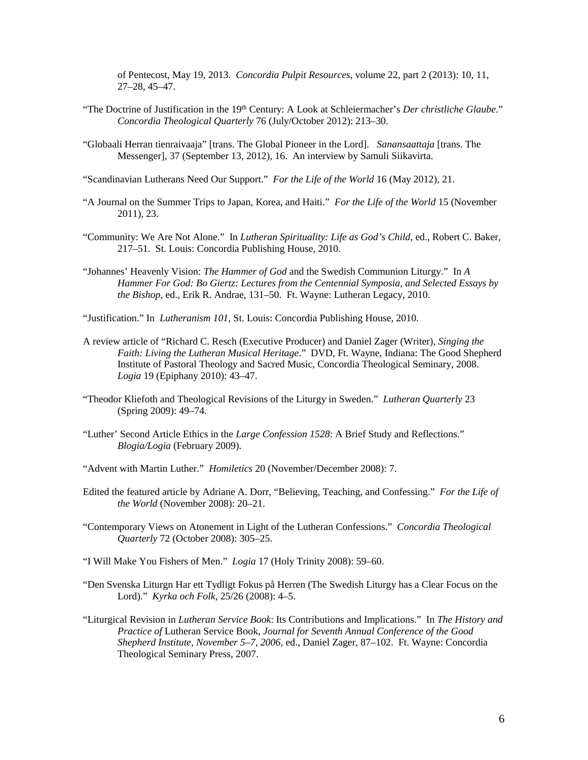of Pentecost, May 19, 2013. *Concordia Pulpit Resources*, volume 22, part 2 (2013): 10, 11, 27–28, 45–47.

"The Doctrine of Justification in the 19th Century: A Look at Schleiermacher's *Der christliche Glaube*." *Concordia Theological Quarterly* 76 (July/October 2012): 213–30.

"Globaali Herran tienraivaaja" [trans. The Global Pioneer in the Lord]. *Sanansaattaja* [trans. The Messenger], 37 (September 13, 2012), 16. An interview by Samuli Siikavirta.

"Scandinavian Lutherans Need Our Support." *For the Life of the World* 16 (May 2012), 21.

"A Journal on the Summer Trips to Japan, Korea, and Haiti." *For the Life of the World* 15 (November 2011), 23.

"Community: We Are Not Alone." In *Lutheran Spirituality: Life as God's Child*, ed., Robert C. Baker, 217–51. St. Louis: Concordia Publishing House, 2010.

"Johannes' Heavenly Vision: *The Hammer of God* and the Swedish Communion Liturgy." In *A Hammer For God: Bo Giertz: Lectures from the Centennial Symposia, and Selected Essays by the Bishop*, ed., Erik R. Andrae, 131–50. Ft. Wayne: Lutheran Legacy, 2010.

"Justification." In *Lutheranism 101*, St. Louis: Concordia Publishing House, 2010.

A review article of "Richard C. Resch (Executive Producer) and Daniel Zager (Writer), *Singing the Faith: Living the Lutheran Musical Heritage*." DVD, Ft. Wayne, Indiana: The Good Shepherd Institute of Pastoral Theology and Sacred Music, Concordia Theological Seminary, 2008. *Logia* 19 (Epiphany 2010): 43–47.

"Theodor Kliefoth and Theological Revisions of the Liturgy in Sweden." *Lutheran Quarterly* 23 (Spring 2009): 49–74.

"Luther' Second Article Ethics in the *Large Confession 1528*: A Brief Study and Reflections." *Blogia/Logia* (February 2009).

"Advent with Martin Luther." *Homiletics* 20 (November/December 2008): 7.

Edited the featured article by Adriane A. Dorr, "Believing, Teaching, and Confessing." *For the Life of the World* (November 2008): 20–21.

"Contemporary Views on Atonement in Light of the Lutheran Confessions." *Concordia Theological Quarterly* 72 (October 2008): 305–25.

"I Will Make You Fishers of Men." *Logia* 17 (Holy Trinity 2008): 59–60.

"Den Svenska Liturgn Har ett Tydligt Fokus på Herren (The Swedish Liturgy has a Clear Focus on the Lord)." *Kyrka och Folk*, 25/26 (2008): 4–5.

"Liturgical Revision in *Lutheran Service Book*: Its Contributions and Implications." In *The History and Practice of* Lutheran Service Book, *Journal for Seventh Annual Conference of the Good Shepherd Institute, November 5–7, 2006*, ed., Daniel Zager, 87–102. Ft. Wayne: Concordia Theological Seminary Press, 2007.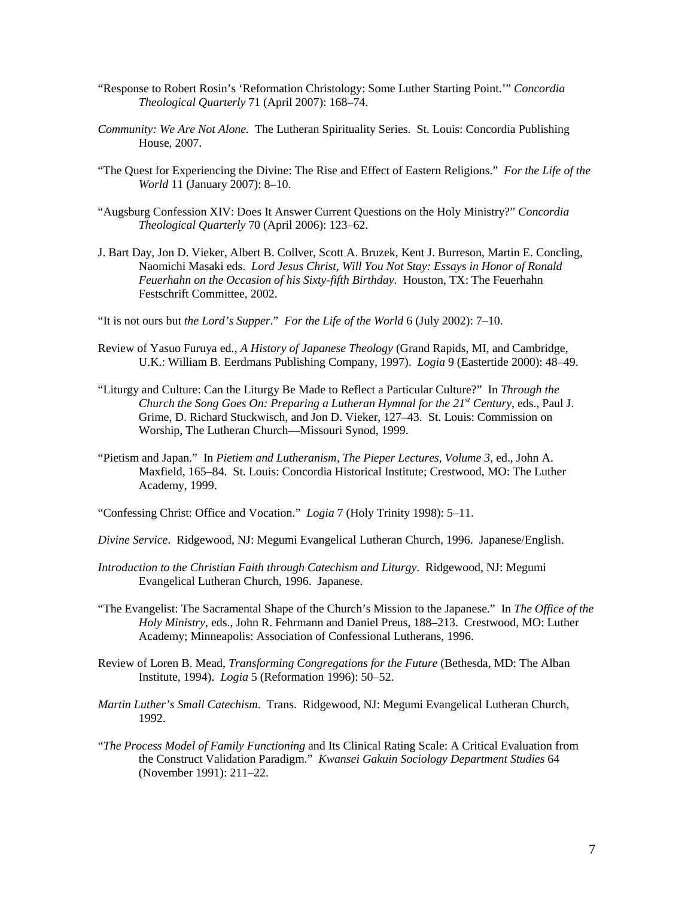“Response to Robert Rosin’s ‘Reformation Christology: Some Luther Starting Point.’” *Concordia Theological Quarterly* 71 (April 2007): 168–74.

*Community: We Are Not Alone.* The Lutheran Spirituality Series. St. Louis: Concordia Publishing House, 2007.

“The Quest for Experiencing the Divine: The Rise and Effect of Eastern Religions.” *For the Life of the World* 11 (January 2007): 8–10.

“Augsburg Confession XIV: Does It Answer Current Questions on the Holy Ministry?” *Concordia Theological Quarterly* 70 (April 2006): 123–62.

J. Bart Day, Jon D. Vieker, Albert B. Collver, Scott A. Bruzek, Kent J. Burreson, Martin E. Concling, Naomichi Masaki eds. *Lord Jesus Christ, Will You Not Stay: Essays in Honor of Ronald Feuerhahn on the Occasion of his Sixty-fifth Birthday*. Houston, TX: The Feuerhahn Festschrift Committee, 2002.

“It is not ours but *the Lord’s Supper*.” *For the Life of the World* 6 (July 2002): 7–10.

Review of Yasuo Furuya ed., *A History of Japanese Theology* (Grand Rapids, MI, and Cambridge, U.K.: William B. Eerdmans Publishing Company, 1997). *Logia* 9 (Eastertide 2000): 48–49.

“Liturgy and Culture: Can the Liturgy Be Made to Reflect a Particular Culture?” In *Through the Church the Song Goes On: Preparing a Lutheran Hymnal for the 21st Century*, eds., Paul J. Grime, D. Richard Stuckwisch, and Jon D. Vieker, 127–43. St. Louis: Commission on Worship, The Lutheran Church—Missouri Synod, 1999.

“Pietism and Japan.” In *Pietiem and Lutheranism, The Pieper Lectures, Volume 3*, ed., John A. Maxfield, 165–84. St. Louis: Concordia Historical Institute; Crestwood, MO: The Luther Academy, 1999.

“Confessing Christ: Office and Vocation.” *Logia* 7 (Holy Trinity 1998): 5–11.

*Divine Service*. Ridgewood, NJ: Megumi Evangelical Lutheran Church, 1996. Japanese/English.

*Introduction to the Christian Faith through Catechism and Liturgy*. Ridgewood, NJ: Megumi Evangelical Lutheran Church, 1996. Japanese.

“The Evangelist: The Sacramental Shape of the Church’s Mission to the Japanese.” In *The Office of the Holy Ministry*, eds., John R. Fehrmann and Daniel Preus, 188–213. Crestwood, MO: Luther Academy; Minneapolis: Association of Confessional Lutherans, 1996.

Review of Loren B. Mead, *Transforming Congregations for the Future* (Bethesda, MD: The Alban Institute, 1994). *Logia* 5 (Reformation 1996): 50–52.

*Martin Luther’s Small Catechism*. Trans. Ridgewood, NJ: Megumi Evangelical Lutheran Church, 1992.

“*The Process Model of Family Functioning* and Its Clinical Rating Scale: A Critical Evaluation from the Construct Validation Paradigm.” *Kwansei Gakuin Sociology Department Studies* 64 (November 1991): 211–22.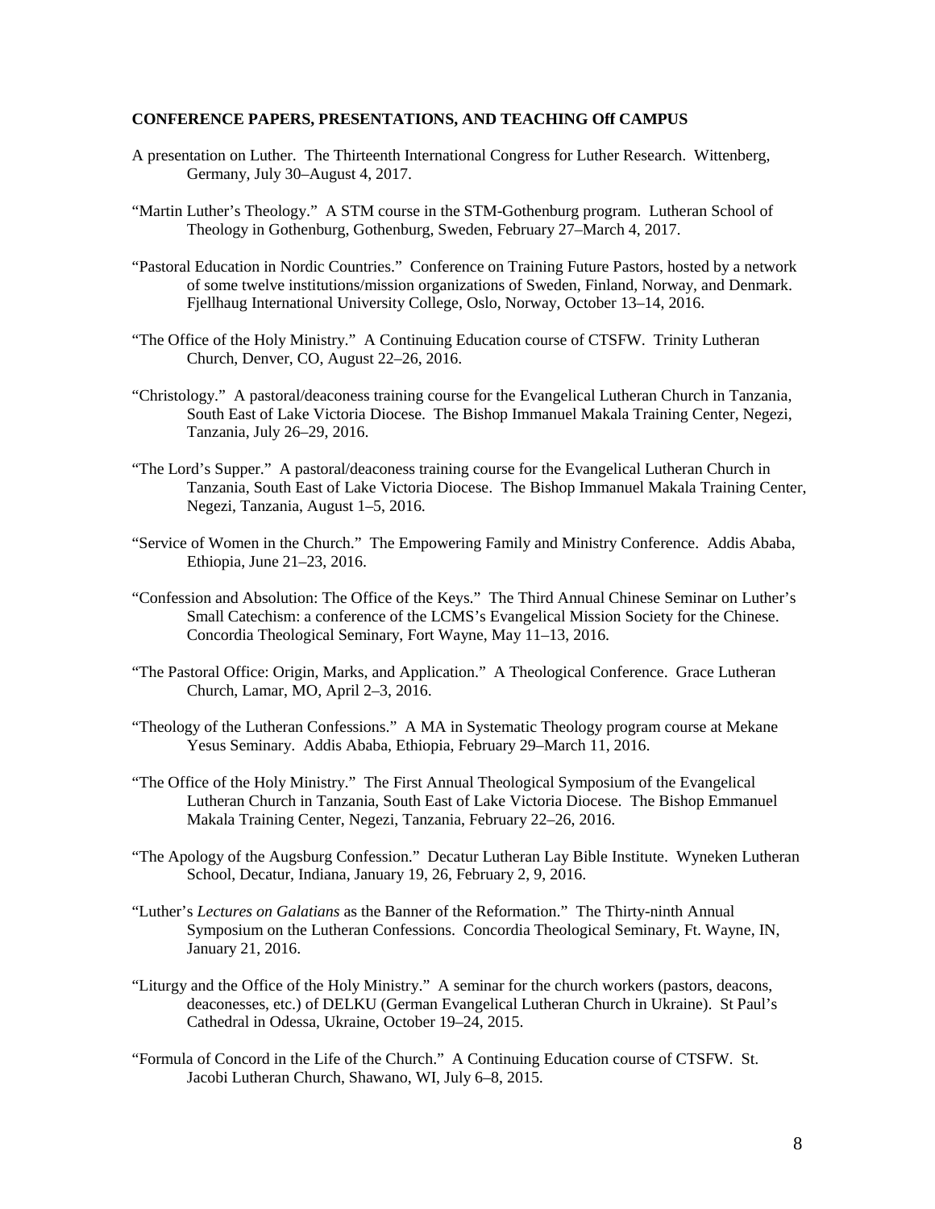**CONFERENCE PAPERS, PRESENTATIONS, AND TEACHING Off CAMPUS**

A presentation on Luther. The Thirteenth International Congress for Luther Research. Wittenberg, Germany, July 30–August 4, 2017.

"Martin Luther's Theology." A STM course in the STM-Gothenburg program. Lutheran School of Theology in Gothenburg, Gothenburg, Sweden, February 27–March 4, 2017.

"Pastoral Education in Nordic Countries." Conference on Training Future Pastors, hosted by a network of some twelve institutions/mission organizations of Sweden, Finland, Norway, and Denmark. Fjellhaug International University College, Oslo, Norway, October 13–14, 2016.

"The Office of the Holy Ministry." A Continuing Education course of CTSFW. Trinity Lutheran Church, Denver, CO, August 22–26, 2016.

"Christology." A pastoral/deaconess training course for the Evangelical Lutheran Church in Tanzania, South East of Lake Victoria Diocese. The Bishop Immanuel Makala Training Center, Negezi, Tanzania, July 26–29, 2016.

"The Lord's Supper." A pastoral/deaconess training course for the Evangelical Lutheran Church in Tanzania, South East of Lake Victoria Diocese. The Bishop Immanuel Makala Training Center, Negezi, Tanzania, August 1–5, 2016.

"Service of Women in the Church." The Empowering Family and Ministry Conference. Addis Ababa, Ethiopia, June 21–23, 2016.

"Confession and Absolution: The Office of the Keys." The Third Annual Chinese Seminar on Luther's Small Catechism: a conference of the LCMS's Evangelical Mission Society for the Chinese. Concordia Theological Seminary, Fort Wayne, May 11–13, 2016.

"The Pastoral Office: Origin, Marks, and Application." A Theological Conference. Grace Lutheran Church, Lamar, MO, April 2–3, 2016.

"Theology of the Lutheran Confessions." A MA in Systematic Theology program course at Mekane Yesus Seminary. Addis Ababa, Ethiopia, February 29–March 11, 2016.

"The Office of the Holy Ministry." The First Annual Theological Symposium of the Evangelical Lutheran Church in Tanzania, South East of Lake Victoria Diocese. The Bishop Emmanuel Makala Training Center, Negezi, Tanzania, February 22–26, 2016.

"The Apology of the Augsburg Confession." Decatur Lutheran Lay Bible Institute. Wyneken Lutheran School, Decatur, Indiana, January 19, 26, February 2, 9, 2016.

"Luther's *Lectures on Galatians* as the Banner of the Reformation." The Thirty-ninth Annual Symposium on the Lutheran Confessions. Concordia Theological Seminary, Ft. Wayne, IN, January 21, 2016.

"Liturgy and the Office of the Holy Ministry." A seminar for the church workers (pastors, deacons, deaconesses, etc.) of DELKU (German Evangelical Lutheran Church in Ukraine). St Paul's Cathedral in Odessa, Ukraine, October 19–24, 2015.

"Formula of Concord in the Life of the Church." A Continuing Education course of CTSFW. St. Jacobi Lutheran Church, Shawano, WI, July 6–8, 2015.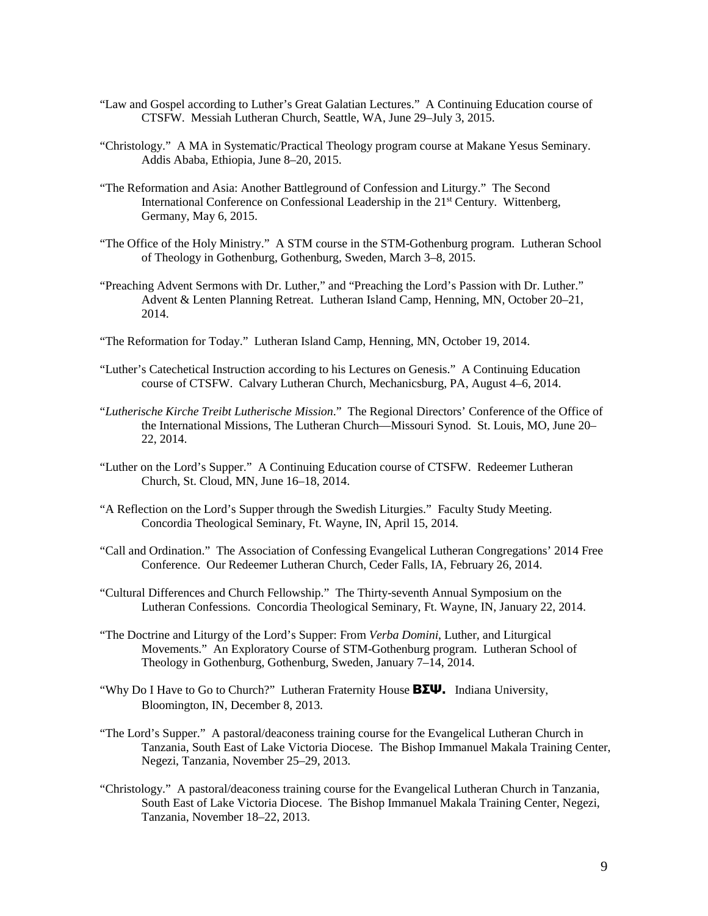"Law and Gospel according to Luther's Great Galatian Lectures." A Continuing Education course of CTSFW. Messiah Lutheran Church, Seattle, WA, June 29–July 3, 2015.

"Christology." A MA in Systematic/Practical Theology program course at Makane Yesus Seminary. Addis Ababa, Ethiopia, June 8–20, 2015.

"The Reformation and Asia: Another Battleground of Confession and Liturgy." The Second International Conference on Confessional Leadership in the 21st Century. Wittenberg, Germany, May 6, 2015.

"The Office of the Holy Ministry." A STM course in the STM-Gothenburg program. Lutheran School of Theology in Gothenburg, Gothenburg, Sweden, March 3–8, 2015.

"Preaching Advent Sermons with Dr. Luther," and "Preaching the Lord's Passion with Dr. Luther." Advent & Lenten Planning Retreat. Lutheran Island Camp, Henning, MN, October 20–21, 2014.

"The Reformation for Today." Lutheran Island Camp, Henning, MN, October 19, 2014.

"Luther's Catechetical Instruction according to his Lectures on Genesis." A Continuing Education course of CTSFW. Calvary Lutheran Church, Mechanicsburg, PA, August 4–6, 2014.

"*Lutherische Kirche Treibt Lutherische Mission*." The Regional Directors' Conference of the Office of the International Missions, The Lutheran Church—Missouri Synod. St. Louis, MO, June 20–22, 2014.

"Luther on the Lord's Supper." A Continuing Education course of CTSFW. Redeemer Lutheran Church, St. Cloud, MN, June 16–18, 2014.

"A Reflection on the Lord's Supper through the Swedish Liturgies." Faculty Study Meeting. Concordia Theological Seminary, Ft. Wayne, IN, April 15, 2014.

"Call and Ordination." The Association of Confessing Evangelical Lutheran Congregations' 2014 Free Conference. Our Redeemer Lutheran Church, Ceder Falls, IA, February 26, 2014.

"Cultural Differences and Church Fellowship." The Thirty-seventh Annual Symposium on the Lutheran Confessions. Concordia Theological Seminary, Ft. Wayne, IN, January 22, 2014.

"The Doctrine and Liturgy of the Lord's Supper: From *Verba Domini*, Luther, and Liturgical Movements." An Exploratory Course of STM-Gothenburg program. Lutheran School of Theology in Gothenburg, Gothenburg, Sweden, January 7–14, 2014.

"Why Do I Have to Go to Church?" Lutheran Fraternity House **ΒΣΨ.** Indiana University, Bloomington, IN, December 8, 2013.

"The Lord's Supper." A pastoral/deaconess training course for the Evangelical Lutheran Church in Tanzania, South East of Lake Victoria Diocese. The Bishop Immanuel Makala Training Center, Negezi, Tanzania, November 25–29, 2013.

"Christology." A pastoral/deaconess training course for the Evangelical Lutheran Church in Tanzania, South East of Lake Victoria Diocese. The Bishop Immanuel Makala Training Center, Negezi, Tanzania, November 18–22, 2013.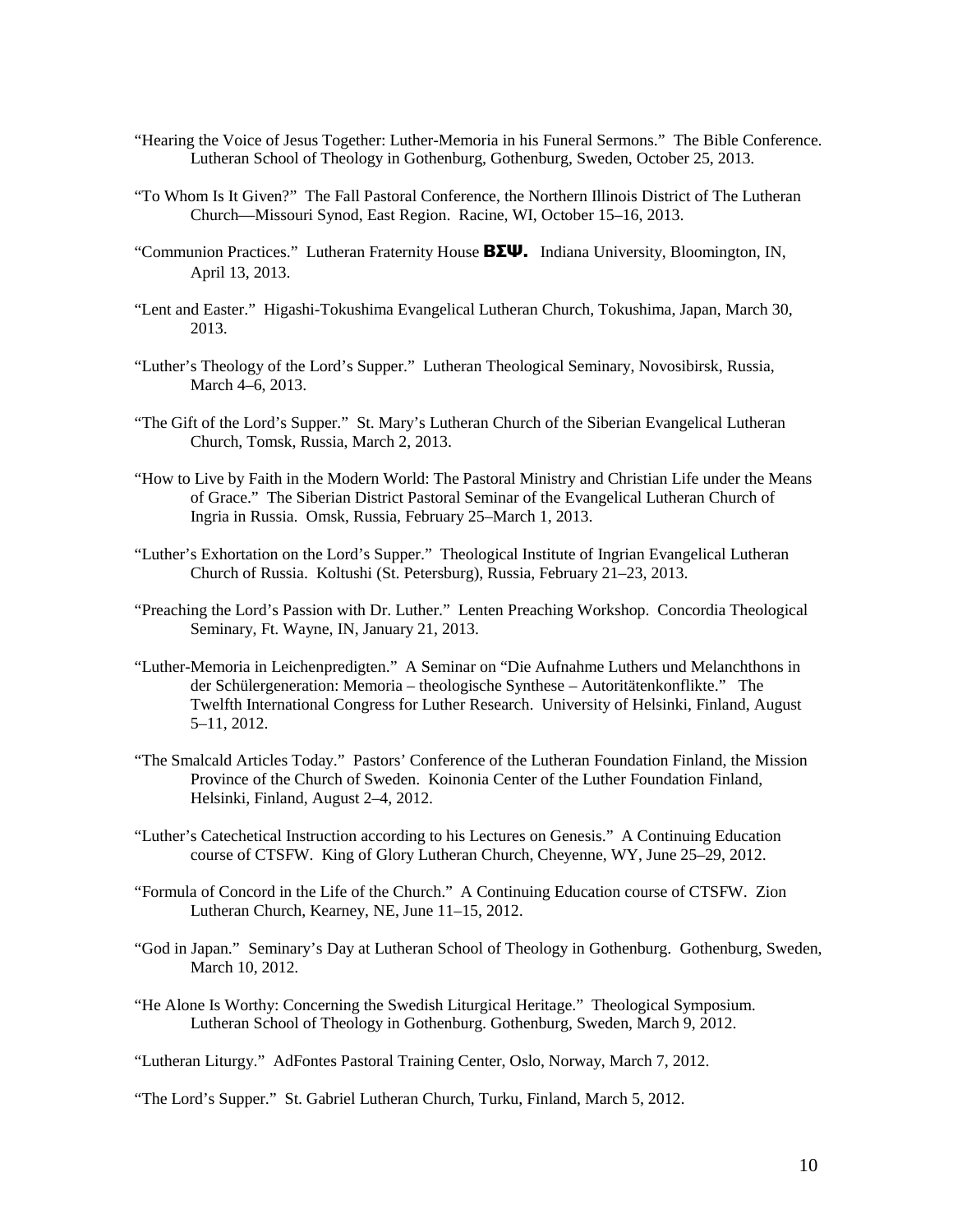"Hearing the Voice of Jesus Together: Luther-Memoria in his Funeral Sermons." The Bible Conference. Lutheran School of Theology in Gothenburg, Gothenburg, Sweden, October 25, 2013.

"To Whom Is It Given?" The Fall Pastoral Conference, the Northern Illinois District of The Lutheran Church—Missouri Synod, East Region. Racine, WI, October 15–16, 2013.

"Communion Practices." Lutheran Fraternity House **ΒΣΨ.** Indiana University, Bloomington, IN, April 13, 2013.

"Lent and Easter." Higashi-Tokushima Evangelical Lutheran Church, Tokushima, Japan, March 30, 2013.

"Luther's Theology of the Lord's Supper." Lutheran Theological Seminary, Novosibirsk, Russia, March 4–6, 2013.

"The Gift of the Lord's Supper." St. Mary's Lutheran Church of the Siberian Evangelical Lutheran Church, Tomsk, Russia, March 2, 2013.

"How to Live by Faith in the Modern World: The Pastoral Ministry and Christian Life under the Means of Grace." The Siberian District Pastoral Seminar of the Evangelical Lutheran Church of Ingria in Russia. Omsk, Russia, February 25–March 1, 2013.

"Luther's Exhortation on the Lord's Supper." Theological Institute of Ingrian Evangelical Lutheran Church of Russia. Koltushi (St. Petersburg), Russia, February 21–23, 2013.

"Preaching the Lord's Passion with Dr. Luther." Lenten Preaching Workshop. Concordia Theological Seminary, Ft. Wayne, IN, January 21, 2013.

"Luther-Memoria in Leichenpredigten." A Seminar on "Die Aufnahme Luthers und Melanchthons in der Schülergeneration: Memoria – theologische Synthese – Autoritätenkonflikte." The Twelfth International Congress for Luther Research. University of Helsinki, Finland, August 5–11, 2012.

"The Smalcald Articles Today." Pastors' Conference of the Lutheran Foundation Finland, the Mission Province of the Church of Sweden. Koinonia Center of the Luther Foundation Finland, Helsinki, Finland, August 2–4, 2012.

"Luther's Catechetical Instruction according to his Lectures on Genesis." A Continuing Education course of CTSFW. King of Glory Lutheran Church, Cheyenne, WY, June 25–29, 2012.

"Formula of Concord in the Life of the Church." A Continuing Education course of CTSFW. Zion Lutheran Church, Kearney, NE, June 11–15, 2012.

"God in Japan." Seminary's Day at Lutheran School of Theology in Gothenburg. Gothenburg, Sweden, March 10, 2012.

"He Alone Is Worthy: Concerning the Swedish Liturgical Heritage." Theological Symposium. Lutheran School of Theology in Gothenburg. Gothenburg, Sweden, March 9, 2012.

"Lutheran Liturgy." AdFontes Pastoral Training Center, Oslo, Norway, March 7, 2012.

"The Lord's Supper." St. Gabriel Lutheran Church, Turku, Finland, March 5, 2012.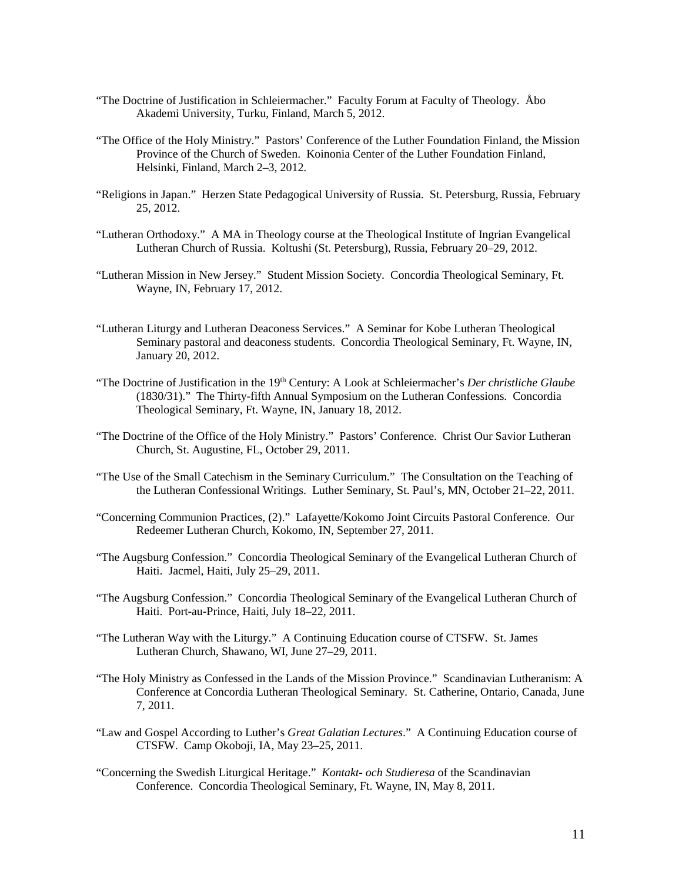"The Doctrine of Justification in Schleiermacher." Faculty Forum at Faculty of Theology. Åbo Akademi University, Turku, Finland, March 5, 2012.

"The Office of the Holy Ministry." Pastors' Conference of the Luther Foundation Finland, the Mission Province of the Church of Sweden. Koinonia Center of the Luther Foundation Finland, Helsinki, Finland, March 2–3, 2012.

"Religions in Japan." Herzen State Pedagogical University of Russia. St. Petersburg, Russia, February 25, 2012.

"Lutheran Orthodoxy." A MA in Theology course at the Theological Institute of Ingrian Evangelical Lutheran Church of Russia. Koltushi (St. Petersburg), Russia, February 20–29, 2012.

"Lutheran Mission in New Jersey." Student Mission Society. Concordia Theological Seminary, Ft. Wayne, IN, February 17, 2012.

"Lutheran Liturgy and Lutheran Deaconess Services." A Seminar for Kobe Lutheran Theological Seminary pastoral and deaconess students. Concordia Theological Seminary, Ft. Wayne, IN, January 20, 2012.

"The Doctrine of Justification in the 19th Century: A Look at Schleiermacher's *Der christliche Glaube* (1830/31)." The Thirty-fifth Annual Symposium on the Lutheran Confessions. Concordia Theological Seminary, Ft. Wayne, IN, January 18, 2012.

"The Doctrine of the Office of the Holy Ministry." Pastors' Conference. Christ Our Savior Lutheran Church, St. Augustine, FL, October 29, 2011.

"The Use of the Small Catechism in the Seminary Curriculum." The Consultation on the Teaching of the Lutheran Confessional Writings. Luther Seminary, St. Paul's, MN, October 21–22, 2011.

"Concerning Communion Practices, (2)." Lafayette/Kokomo Joint Circuits Pastoral Conference. Our Redeemer Lutheran Church, Kokomo, IN, September 27, 2011.

"The Augsburg Confession." Concordia Theological Seminary of the Evangelical Lutheran Church of Haiti. Jacmel, Haiti, July 25–29, 2011.

"The Augsburg Confession." Concordia Theological Seminary of the Evangelical Lutheran Church of Haiti. Port-au-Prince, Haiti, July 18–22, 2011.

"The Lutheran Way with the Liturgy." A Continuing Education course of CTSFW. St. James Lutheran Church, Shawano, WI, June 27–29, 2011.

"The Holy Ministry as Confessed in the Lands of the Mission Province." Scandinavian Lutheranism: A Conference at Concordia Lutheran Theological Seminary. St. Catherine, Ontario, Canada, June 7, 2011.

"Law and Gospel According to Luther's *Great Galatian Lectures*." A Continuing Education course of CTSFW. Camp Okoboji, IA, May 23–25, 2011.

"Concerning the Swedish Liturgical Heritage." *Kontakt- och Studieresa* of the Scandinavian Conference. Concordia Theological Seminary, Ft. Wayne, IN, May 8, 2011.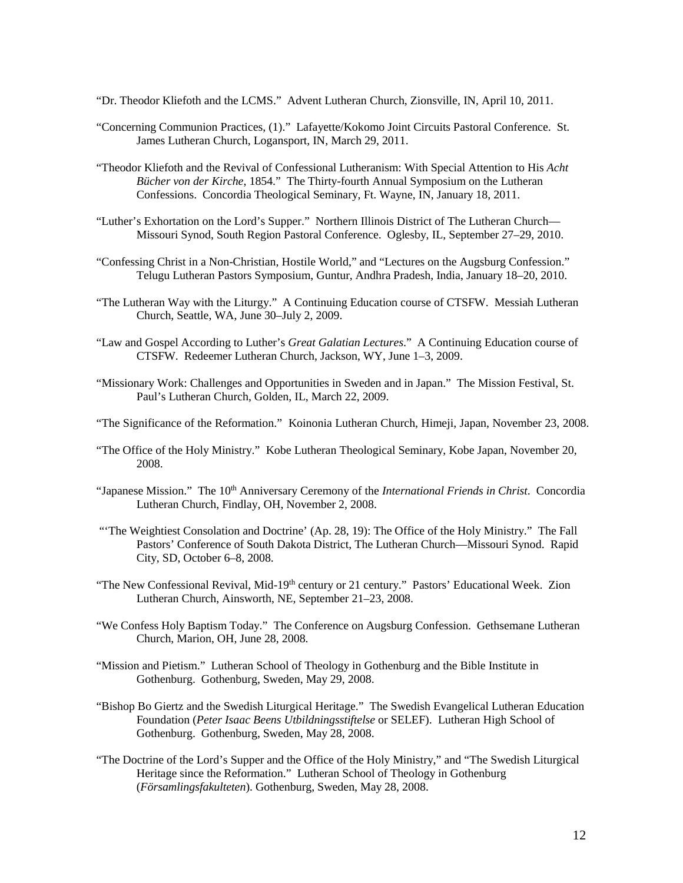“Dr. Theodor Kliefoth and the LCMS.” Advent Lutheran Church, Zionsville, IN, April 10, 2011.

“Concerning Communion Practices, (1).” Lafayette/Kokomo Joint Circuits Pastoral Conference. St. James Lutheran Church, Logansport, IN, March 29, 2011.

“Theodor Kliefoth and the Revival of Confessional Lutheranism: With Special Attention to His *Acht Bücher von der Kirche*, 1854.” The Thirty-fourth Annual Symposium on the Lutheran Confessions. Concordia Theological Seminary, Ft. Wayne, IN, January 18, 2011.

“Luther’s Exhortation on the Lord’s Supper.” Northern Illinois District of The Lutheran Church—Missouri Synod, South Region Pastoral Conference. Oglesby, IL, September 27–29, 2010.

“Confessing Christ in a Non-Christian, Hostile World,” and “Lectures on the Augsburg Confession.” Telugu Lutheran Pastors Symposium, Guntur, Andhra Pradesh, India, January 18–20, 2010.

“The Lutheran Way with the Liturgy.” A Continuing Education course of CTSFW. Messiah Lutheran Church, Seattle, WA, June 30–July 2, 2009.

“Law and Gospel According to Luther’s *Great Galatian Lectures*.” A Continuing Education course of CTSFW. Redeemer Lutheran Church, Jackson, WY, June 1–3, 2009.

“Missionary Work: Challenges and Opportunities in Sweden and in Japan.” The Mission Festival, St. Paul’s Lutheran Church, Golden, IL, March 22, 2009.

“The Significance of the Reformation.” Koinonia Lutheran Church, Himeji, Japan, November 23, 2008.

“The Office of the Holy Ministry.” Kobe Lutheran Theological Seminary, Kobe Japan, November 20, 2008.

“Japanese Mission.” The 10th Anniversary Ceremony of the *International Friends in Christ*. Concordia Lutheran Church, Findlay, OH, November 2, 2008.

“‘The Weightiest Consolation and Doctrine’ (Ap. 28, 19): The Office of the Holy Ministry.” The Fall Pastors’ Conference of South Dakota District, The Lutheran Church—Missouri Synod. Rapid City, SD, October 6–8, 2008.

“The New Confessional Revival, Mid-19th century or 21 century.” Pastors’ Educational Week. Zion Lutheran Church, Ainsworth, NE, September 21–23, 2008.

“We Confess Holy Baptism Today.” The Conference on Augsburg Confession. Gethsemane Lutheran Church, Marion, OH, June 28, 2008.

“Mission and Pietism.” Lutheran School of Theology in Gothenburg and the Bible Institute in Gothenburg. Gothenburg, Sweden, May 29, 2008.

“Bishop Bo Giertz and the Swedish Liturgical Heritage.” The Swedish Evangelical Lutheran Education Foundation (*Peter Isaac Beens Utbildningsstiftelse* or SELEF). Lutheran High School of Gothenburg. Gothenburg, Sweden, May 28, 2008.

“The Doctrine of the Lord’s Supper and the Office of the Holy Ministry,” and “The Swedish Liturgical Heritage since the Reformation.” Lutheran School of Theology in Gothenburg (*Församlingsfakulteten*). Gothenburg, Sweden, May 28, 2008.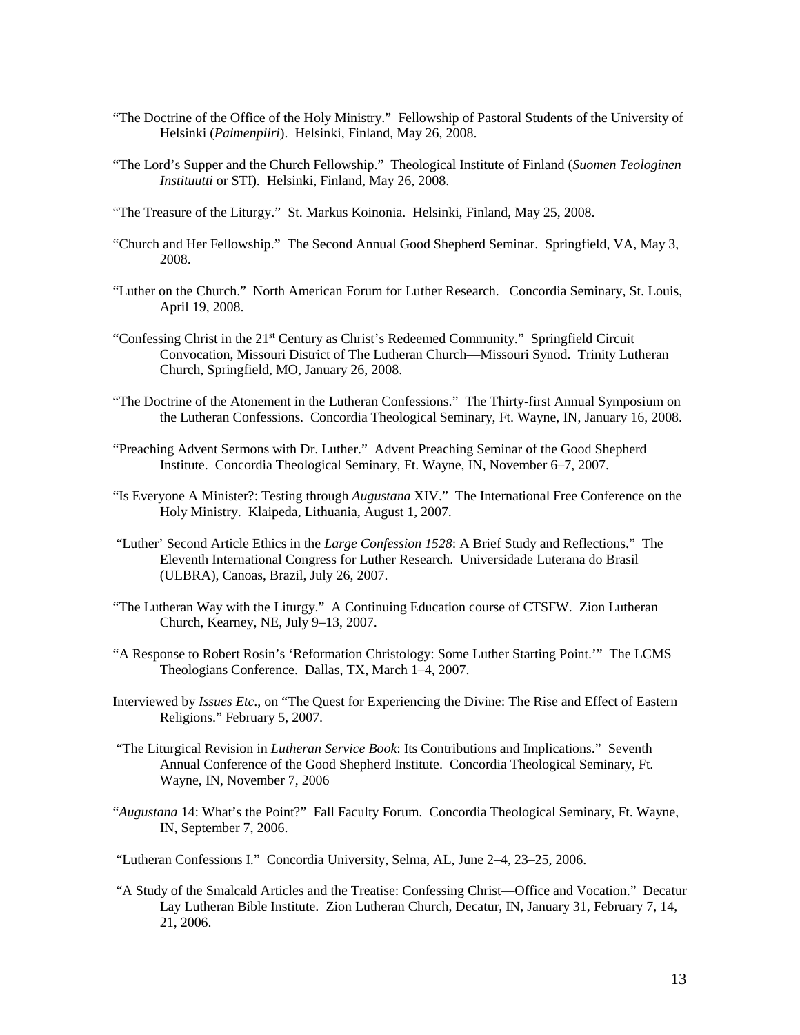"The Doctrine of the Office of the Holy Ministry." Fellowship of Pastoral Students of the University of Helsinki (*Paimenpiiri*). Helsinki, Finland, May 26, 2008.

"The Lord's Supper and the Church Fellowship." Theological Institute of Finland (*Suomen Teologinen Instituutti* or STI). Helsinki, Finland, May 26, 2008.

"The Treasure of the Liturgy." St. Markus Koinonia. Helsinki, Finland, May 25, 2008.

"Church and Her Fellowship." The Second Annual Good Shepherd Seminar. Springfield, VA, May 3, 2008.

"Luther on the Church." North American Forum for Luther Research. Concordia Seminary, St. Louis, April 19, 2008.

"Confessing Christ in the 21st Century as Christ's Redeemed Community." Springfield Circuit Convocation, Missouri District of The Lutheran Church—Missouri Synod. Trinity Lutheran Church, Springfield, MO, January 26, 2008.

"The Doctrine of the Atonement in the Lutheran Confessions." The Thirty-first Annual Symposium on the Lutheran Confessions. Concordia Theological Seminary, Ft. Wayne, IN, January 16, 2008.

"Preaching Advent Sermons with Dr. Luther." Advent Preaching Seminar of the Good Shepherd Institute. Concordia Theological Seminary, Ft. Wayne, IN, November 6–7, 2007.

"Is Everyone A Minister?: Testing through *Augustana* XIV." The International Free Conference on the Holy Ministry. Klaipeda, Lithuania, August 1, 2007.

"Luther' Second Article Ethics in the *Large Confession 1528*: A Brief Study and Reflections." The Eleventh International Congress for Luther Research. Universidade Luterana do Brasil (ULBRA), Canoas, Brazil, July 26, 2007.

"The Lutheran Way with the Liturgy." A Continuing Education course of CTSFW. Zion Lutheran Church, Kearney, NE, July 9–13, 2007.

"A Response to Robert Rosin's 'Reformation Christology: Some Luther Starting Point.'" The LCMS Theologians Conference. Dallas, TX, March 1–4, 2007.

Interviewed by *Issues Etc*., on "The Quest for Experiencing the Divine: The Rise and Effect of Eastern Religions." February 5, 2007.

"The Liturgical Revision in *Lutheran Service Book*: Its Contributions and Implications." Seventh Annual Conference of the Good Shepherd Institute. Concordia Theological Seminary, Ft. Wayne, IN, November 7, 2006

"*Augustana* 14: What's the Point?" Fall Faculty Forum. Concordia Theological Seminary, Ft. Wayne, IN, September 7, 2006.

"Lutheran Confessions I." Concordia University, Selma, AL, June 2–4, 23–25, 2006.

"A Study of the Smalcald Articles and the Treatise: Confessing Christ—Office and Vocation." Decatur Lay Lutheran Bible Institute. Zion Lutheran Church, Decatur, IN, January 31, February 7, 14, 21, 2006.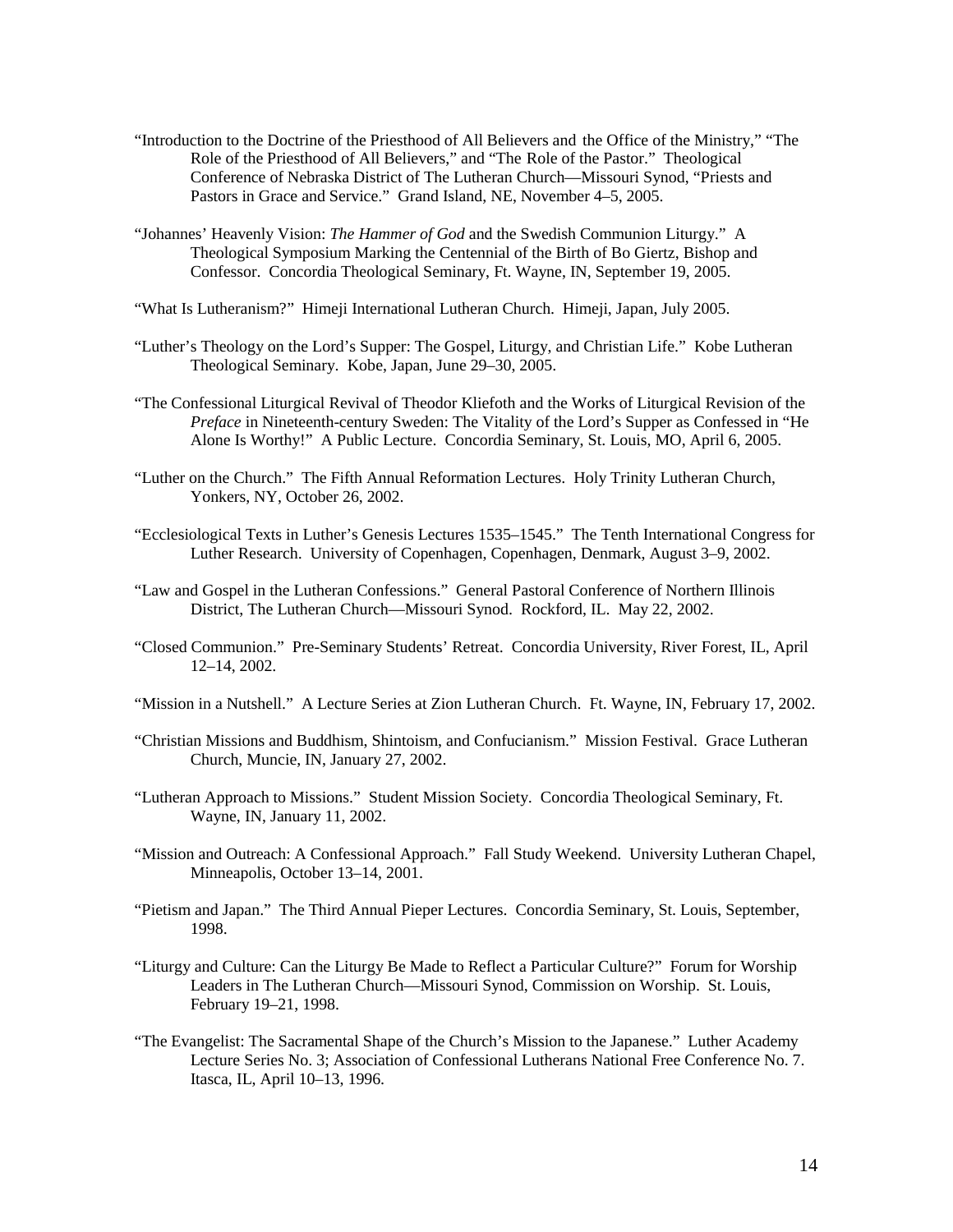"Introduction to the Doctrine of the Priesthood of All Believers and the Office of the Ministry," "The Role of the Priesthood of All Believers," and "The Role of the Pastor." Theological Conference of Nebraska District of The Lutheran Church—Missouri Synod, "Priests and Pastors in Grace and Service." Grand Island, NE, November 4–5, 2005.

"Johannes' Heavenly Vision: *The Hammer of God* and the Swedish Communion Liturgy." A Theological Symposium Marking the Centennial of the Birth of Bo Giertz, Bishop and Confessor. Concordia Theological Seminary, Ft. Wayne, IN, September 19, 2005.

"What Is Lutheranism?" Himeji International Lutheran Church. Himeji, Japan, July 2005.

"Luther's Theology on the Lord's Supper: The Gospel, Liturgy, and Christian Life." Kobe Lutheran Theological Seminary. Kobe, Japan, June 29–30, 2005.

"The Confessional Liturgical Revival of Theodor Kliefoth and the Works of Liturgical Revision of the *Preface* in Nineteenth-century Sweden: The Vitality of the Lord's Supper as Confessed in "He Alone Is Worthy!" A Public Lecture. Concordia Seminary, St. Louis, MO, April 6, 2005.

"Luther on the Church." The Fifth Annual Reformation Lectures. Holy Trinity Lutheran Church, Yonkers, NY, October 26, 2002.

"Ecclesiological Texts in Luther's Genesis Lectures 1535–1545." The Tenth International Congress for Luther Research. University of Copenhagen, Copenhagen, Denmark, August 3–9, 2002.

"Law and Gospel in the Lutheran Confessions." General Pastoral Conference of Northern Illinois District, The Lutheran Church—Missouri Synod. Rockford, IL. May 22, 2002.

"Closed Communion." Pre-Seminary Students' Retreat. Concordia University, River Forest, IL, April 12–14, 2002.

"Mission in a Nutshell." A Lecture Series at Zion Lutheran Church. Ft. Wayne, IN, February 17, 2002.

"Christian Missions and Buddhism, Shintoism, and Confucianism." Mission Festival. Grace Lutheran Church, Muncie, IN, January 27, 2002.

"Lutheran Approach to Missions." Student Mission Society. Concordia Theological Seminary, Ft. Wayne, IN, January 11, 2002.

"Mission and Outreach: A Confessional Approach." Fall Study Weekend. University Lutheran Chapel, Minneapolis, October 13–14, 2001.

"Pietism and Japan." The Third Annual Pieper Lectures. Concordia Seminary, St. Louis, September, 1998.

"Liturgy and Culture: Can the Liturgy Be Made to Reflect a Particular Culture?" Forum for Worship Leaders in The Lutheran Church—Missouri Synod, Commission on Worship. St. Louis, February 19–21, 1998.

"The Evangelist: The Sacramental Shape of the Church's Mission to the Japanese." Luther Academy Lecture Series No. 3; Association of Confessional Lutherans National Free Conference No. 7. Itasca, IL, April 10–13, 1996.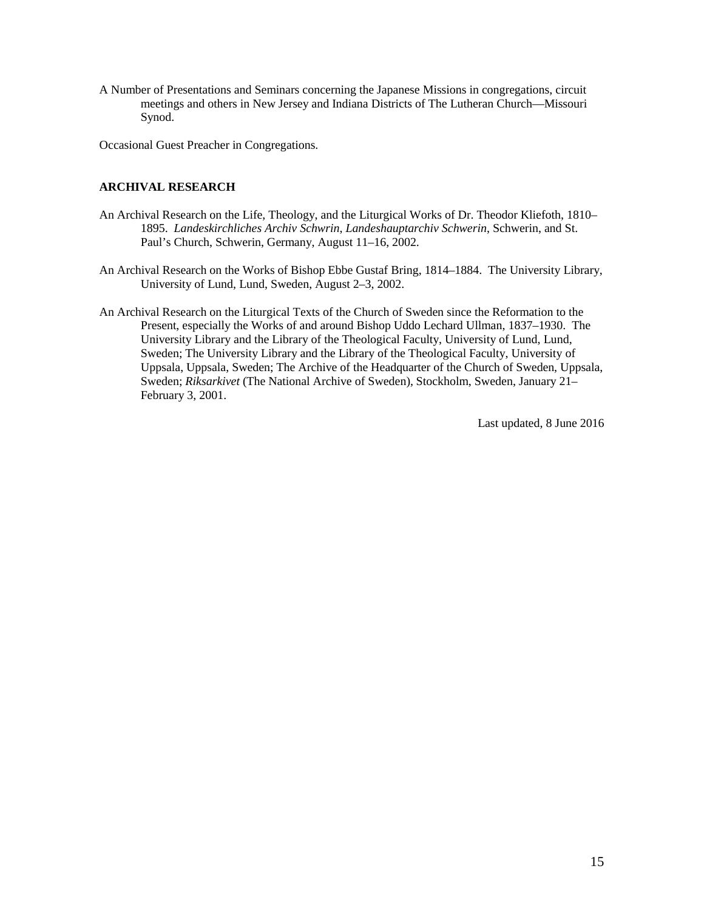A Number of Presentations and Seminars concerning the Japanese Missions in congregations, circuit meetings and others in New Jersey and Indiana Districts of The Lutheran Church—Missouri Synod.

Occasional Guest Preacher in Congregations.

## ARCHIVAL RESEARCH

An Archival Research on the Life, Theology, and the Liturgical Works of Dr. Theodor Kliefoth, 1810–1895. *Landeskirchliches Archiv Schwrin*, *Landeshauptarchiv Schwerin*, Schwerin, and St. Paul's Church, Schwerin, Germany, August 11–16, 2002.

An Archival Research on the Works of Bishop Ebbe Gustaf Bring, 1814–1884. The University Library, University of Lund, Lund, Sweden, August 2–3, 2002.

An Archival Research on the Liturgical Texts of the Church of Sweden since the Reformation to the Present, especially the Works of and around Bishop Uddo Lechard Ullman, 1837–1930. The University Library and the Library of the Theological Faculty, University of Lund, Lund, Sweden; The University Library and the Library of the Theological Faculty, University of Uppsala, Uppsala, Sweden; The Archive of the Headquarter of the Church of Sweden, Uppsala, Sweden; *Riksarkivet* (The National Archive of Sweden), Stockholm, Sweden, January 21–February 3, 2001.

Last updated, 8 June 2016